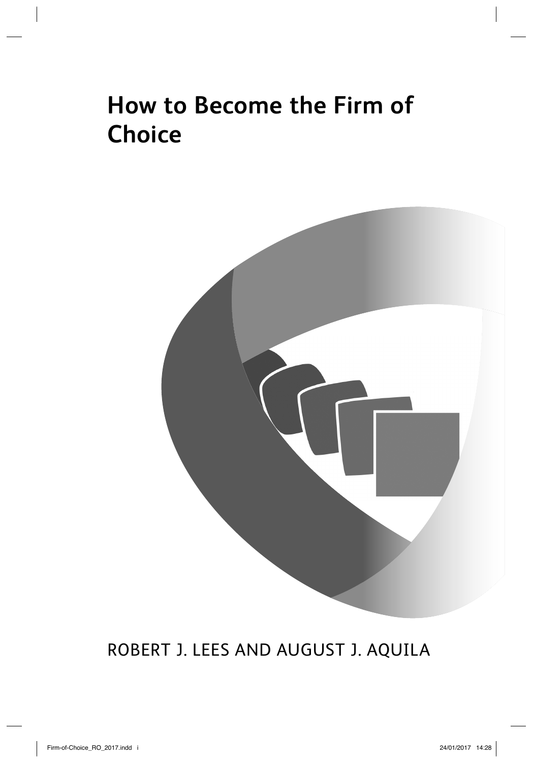# How to Become the Firm of Choice

ROBERT J. LEES AND AUGUST J. AQUILA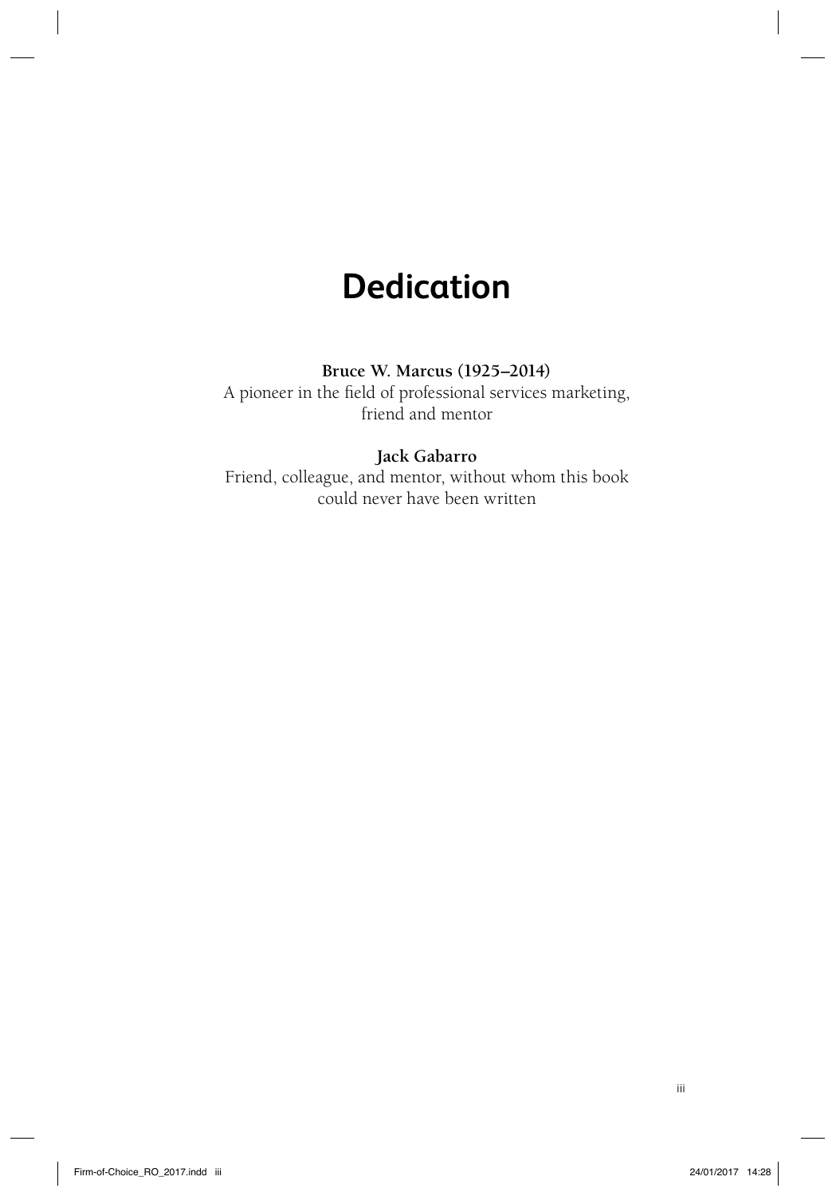# Dedication

**Bruce W. Marcus (1925–2014)**
A pioneer in the field of professional services marketing, friend and mentor

**Jack Gabarro**
Friend, colleague, and mentor, without whom this book could never have been written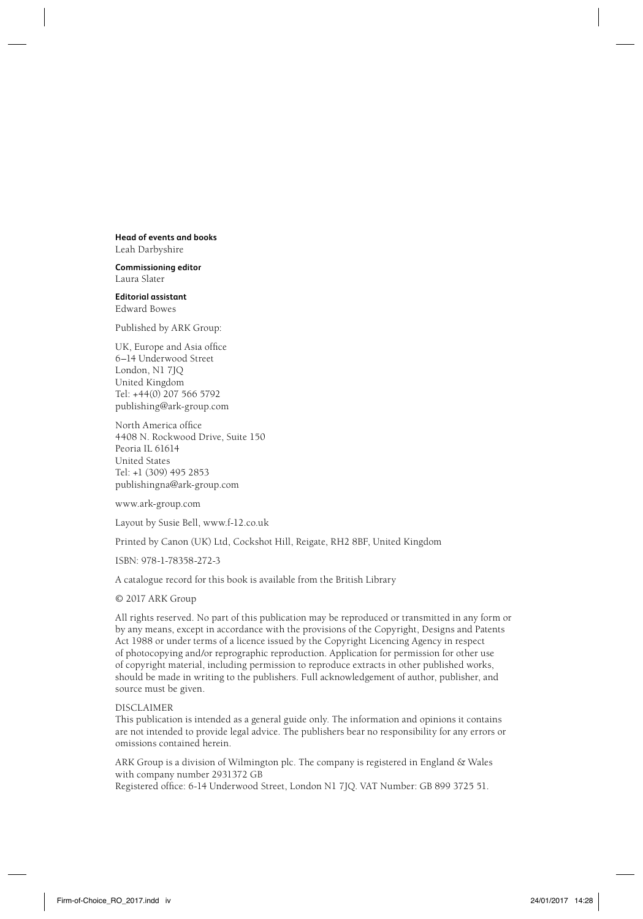**Head of events and books**
Leah Darbyshire

**Commissioning editor**
Laura Slater

**Editorial assistant**
Edward Bowes

Published by ARK Group:

UK, Europe and Asia office
6–14 Underwood Street
London, N1 7JQ
United Kingdom
Tel: +44(0) 207 566 5792
publishing@ark-group.com

North America office
4408 N. Rockwood Drive, Suite 150
Peoria IL 61614
United States
Tel: +1 (309) 495 2853
publishingna@ark-group.com

www.ark-group.com

Layout by Susie Bell, www.f-12.co.uk

Printed by Canon (UK) Ltd, Cockshot Hill, Reigate, RH2 8BF, United Kingdom

ISBN: 978-1-78358-272-3

A catalogue record for this book is available from the British Library

© 2017 ARK Group

All rights reserved. No part of this publication may be reproduced or transmitted in any form or by any means, except in accordance with the provisions of the Copyright, Designs and Patents Act 1988 or under terms of a licence issued by the Copyright Licencing Agency in respect of photocopying and/or reprographic reproduction. Application for permission for other use of copyright material, including permission to reproduce extracts in other published works, should be made in writing to the publishers. Full acknowledgement of author, publisher, and source must be given.

DISCLAIMER
This publication is intended as a general guide only. The information and opinions it contains are not intended to provide legal advice. The publishers bear no responsibility for any errors or omissions contained herein.

ARK Group is a division of Wilmington plc. The company is registered in England & Wales with company number 2931372 GB
Registered office: 6-14 Underwood Street, London N1 7JQ. VAT Number: GB 899 3725 51.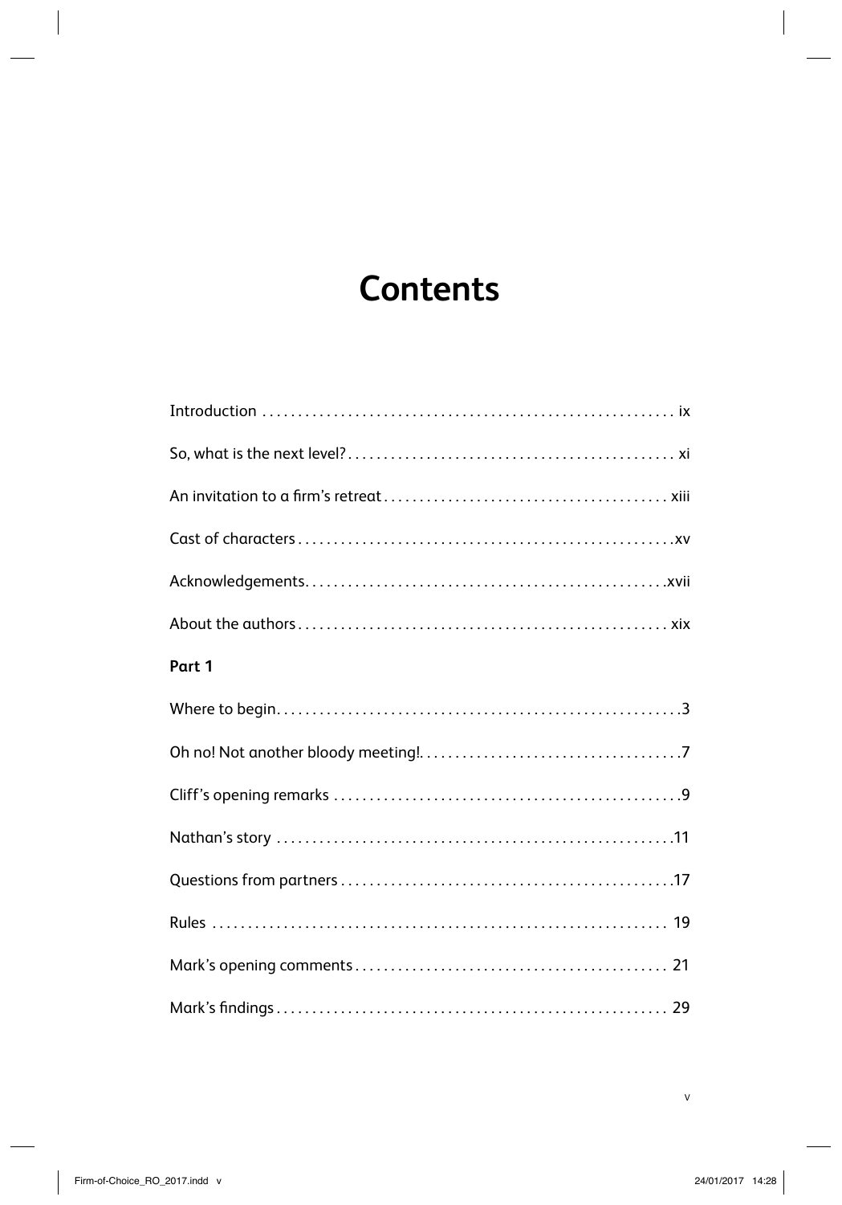# Contents

Introduction . . . . . . . . . . . . . . . . . . . . . . . . . . . . . . . . . . . . . . . . . . . . . . . . . . . . . . . . . ix

So, what is the next level? . . . . . . . . . . . . . . . . . . . . . . . . . . . . . . . . . . . . . . . . . . . . . xi

An invitation to a firm's retreat . . . . . . . . . . . . . . . . . . . . . . . . . . . . . . . . . . . . . . . xiii

Cast of characters . . . . . . . . . . . . . . . . . . . . . . . . . . . . . . . . . . . . . . . . . . . . . . . . . . . .xv

Acknowledgements. . . . . . . . . . . . . . . . . . . . . . . . . . . . . . . . . . . . . . . . . . . . . . . . . .xvii

About the authors . . . . . . . . . . . . . . . . . . . . . . . . . . . . . . . . . . . . . . . . . . . . . . . . . . . xix

**Part 1**

Where to begin. . . . . . . . . . . . . . . . . . . . . . . . . . . . . . . . . . . . . . . . . . . . . . . . . . . . . . .3

Oh no! Not another bloody meeting!. . . . . . . . . . . . . . . . . . . . . . . . . . . . . . . . . . . . .7

Cliff's opening remarks . . . . . . . . . . . . . . . . . . . . . . . . . . . . . . . . . . . . . . . . . . . . . . . .9

Nathan's story . . . . . . . . . . . . . . . . . . . . . . . . . . . . . . . . . . . . . . . . . . . . . . . . . . . . . .11

Questions from partners . . . . . . . . . . . . . . . . . . . . . . . . . . . . . . . . . . . . . . . . . . . . . .17

Rules . . . . . . . . . . . . . . . . . . . . . . . . . . . . . . . . . . . . . . . . . . . . . . . . . . . . . . . . . . . . . . 19

Mark's opening comments . . . . . . . . . . . . . . . . . . . . . . . . . . . . . . . . . . . . . . . . . . . 21

Mark's findings . . . . . . . . . . . . . . . . . . . . . . . . . . . . . . . . . . . . . . . . . . . . . . . . . . . . . . 29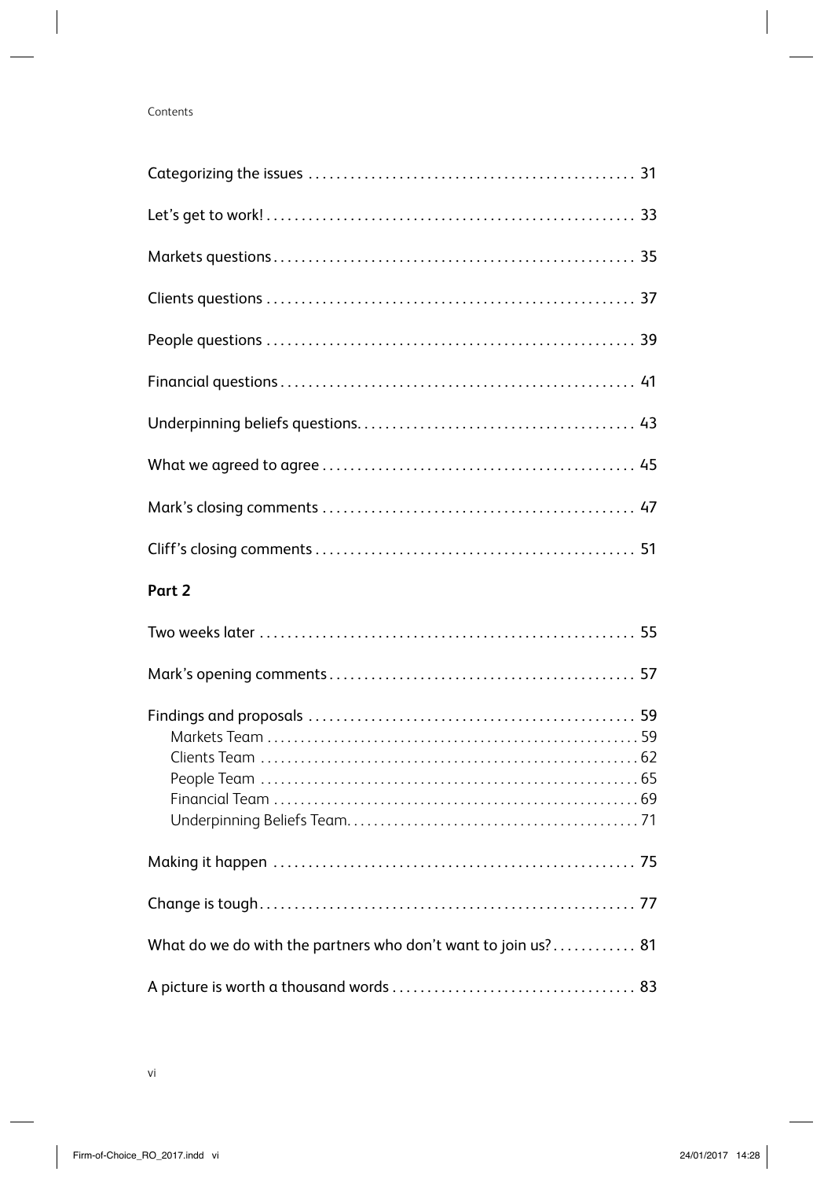Categorizing the issues ............................................... 31

Let's get to work! ..................................................... 33

Markets questions ..................................................... 35

Clients questions ...................................................... 37

People questions ...................................................... 39

Financial questions .................................................... 41

Underpinning beliefs questions ....................................... 43

What we agreed to agree ............................................. 45

Mark's closing comments ............................................. 47

Cliff's closing comments .............................................. 51

**Part 2**

Two weeks later ....................................................... 55

Mark's opening comments ............................................ 57

Findings and proposals ............................................... 59
- Markets Team ....................................................... 59
- Clients Team ........................................................ 62
- People Team ........................................................ 65
- Financial Team ...................................................... 69
- Underpinning Beliefs Team .......................................... 71

Making it happen ..................................................... 75

Change is tough ....................................................... 77

What do we do with the partners who don't want to join us? ............ 81

A picture is worth a thousand words ................................... 83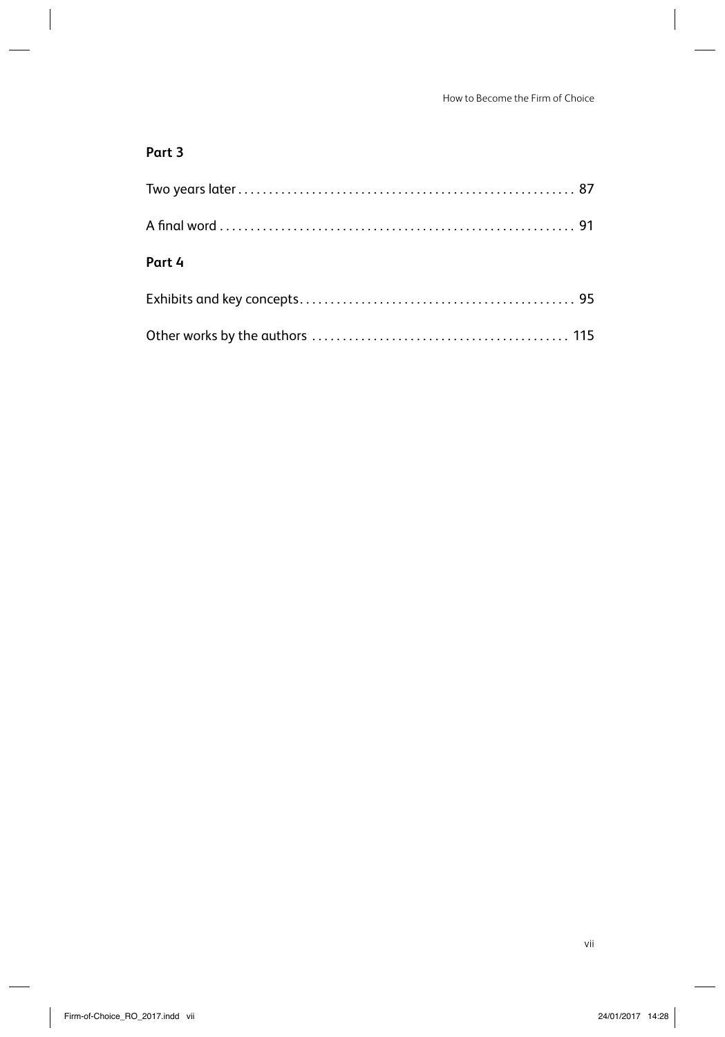## Part 3

Two years later . . . . . . . . . . . . . . . . . . . . . . . . . . . . . . . . . . . . . . . . . . . . . . . . . . . . . 87

A final word . . . . . . . . . . . . . . . . . . . . . . . . . . . . . . . . . . . . . . . . . . . . . . . . . . . . . . . . 91

## Part 4

Exhibits and key concepts. . . . . . . . . . . . . . . . . . . . . . . . . . . . . . . . . . . . . . . . . . . . 95

Other works by the authors . . . . . . . . . . . . . . . . . . . . . . . . . . . . . . . . . . . . . . . . . 115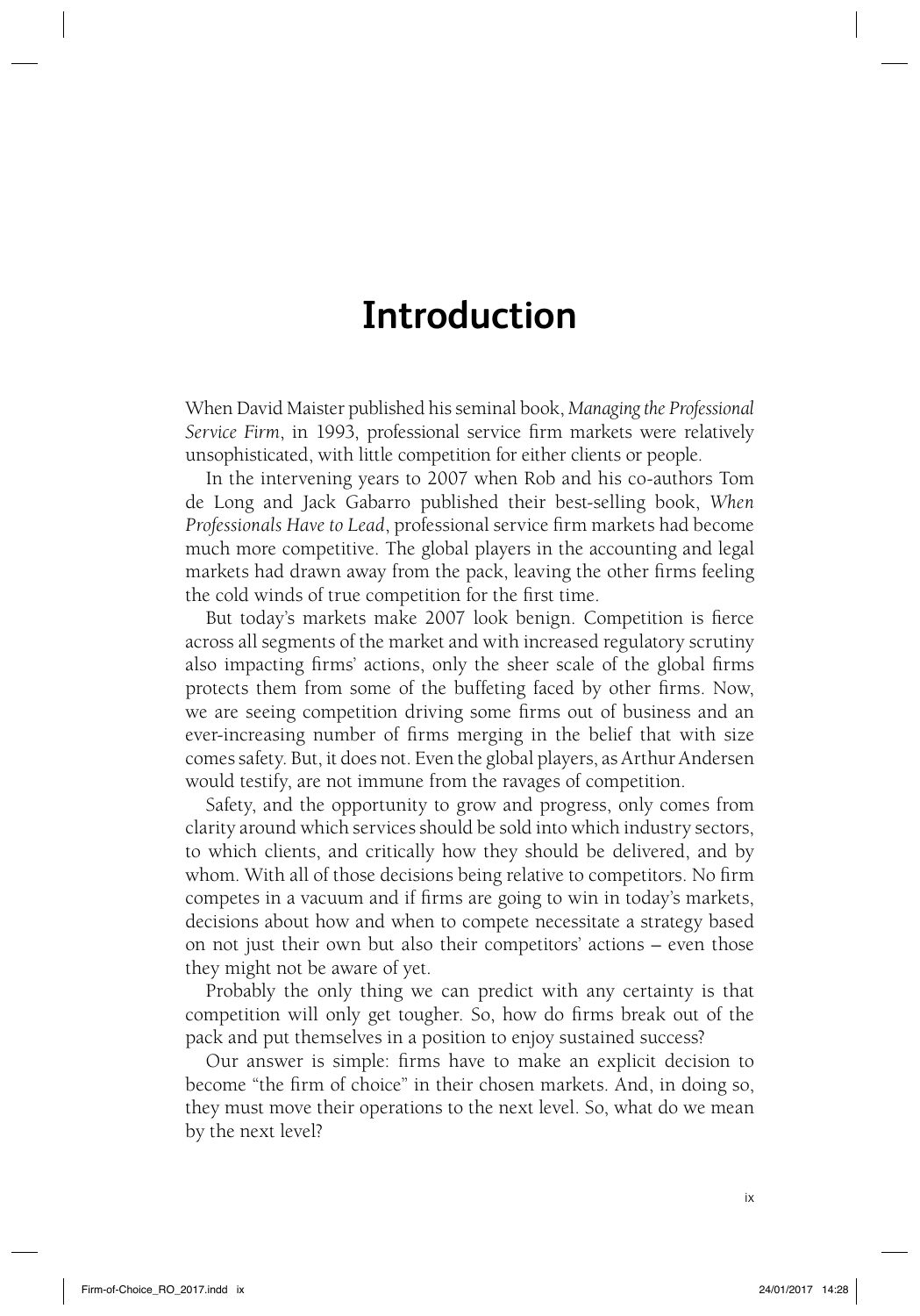# Introduction

When David Maister published his seminal book, *Managing the Professional Service Firm*, in 1993, professional service firm markets were relatively unsophisticated, with little competition for either clients or people.

In the intervening years to 2007 when Rob and his co-authors Tom de Long and Jack Gabarro published their best-selling book, *When Professionals Have to Lead*, professional service firm markets had become much more competitive. The global players in the accounting and legal markets had drawn away from the pack, leaving the other firms feeling the cold winds of true competition for the first time.

But today's markets make 2007 look benign. Competition is fierce across all segments of the market and with increased regulatory scrutiny also impacting firms' actions, only the sheer scale of the global firms protects them from some of the buffeting faced by other firms. Now, we are seeing competition driving some firms out of business and an ever-increasing number of firms merging in the belief that with size comes safety. But, it does not. Even the global players, as Arthur Andersen would testify, are not immune from the ravages of competition.

Safety, and the opportunity to grow and progress, only comes from clarity around which services should be sold into which industry sectors, to which clients, and critically how they should be delivered, and by whom. With all of those decisions being relative to competitors. No firm competes in a vacuum and if firms are going to win in today's markets, decisions about how and when to compete necessitate a strategy based on not just their own but also their competitors' actions – even those they might not be aware of yet.

Probably the only thing we can predict with any certainty is that competition will only get tougher. So, how do firms break out of the pack and put themselves in a position to enjoy sustained success?

Our answer is simple: firms have to make an explicit decision to become "the firm of choice" in their chosen markets. And, in doing so, they must move their operations to the next level. So, what do we mean by the next level?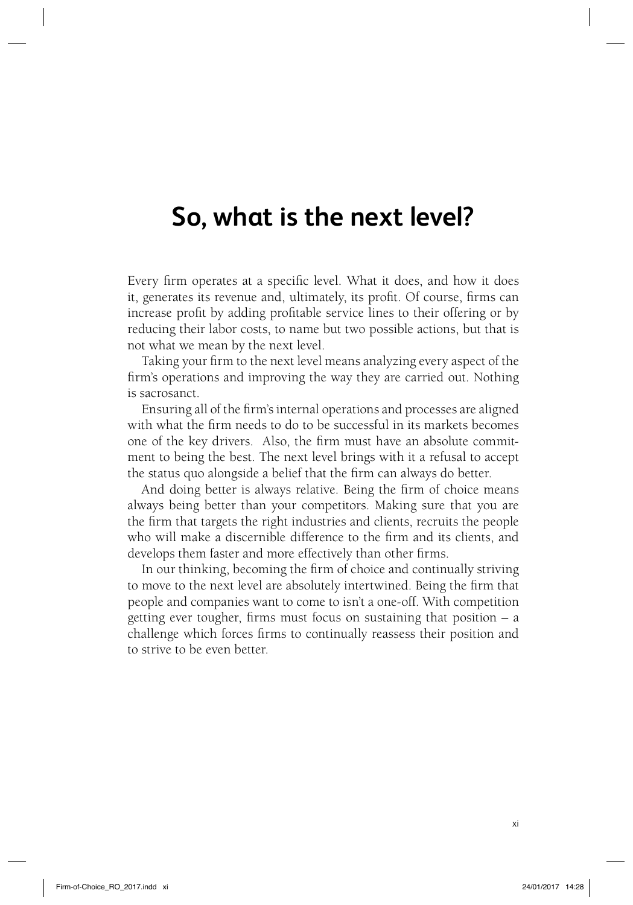# So, what is the next level?

Every firm operates at a specific level. What it does, and how it does it, generates its revenue and, ultimately, its profit. Of course, firms can increase profit by adding profitable service lines to their offering or by reducing their labor costs, to name but two possible actions, but that is not what we mean by the next level.

Taking your firm to the next level means analyzing every aspect of the firm's operations and improving the way they are carried out. Nothing is sacrosanct.

Ensuring all of the firm's internal operations and processes are aligned with what the firm needs to do to be successful in its markets becomes one of the key drivers. Also, the firm must have an absolute commitment to being the best. The next level brings with it a refusal to accept the status quo alongside a belief that the firm can always do better.

And doing better is always relative. Being the firm of choice means always being better than your competitors. Making sure that you are the firm that targets the right industries and clients, recruits the people who will make a discernible difference to the firm and its clients, and develops them faster and more effectively than other firms.

In our thinking, becoming the firm of choice and continually striving to move to the next level are absolutely intertwined. Being the firm that people and companies want to come to isn't a one-off. With competition getting ever tougher, firms must focus on sustaining that position – a challenge which forces firms to continually reassess their position and to strive to be even better.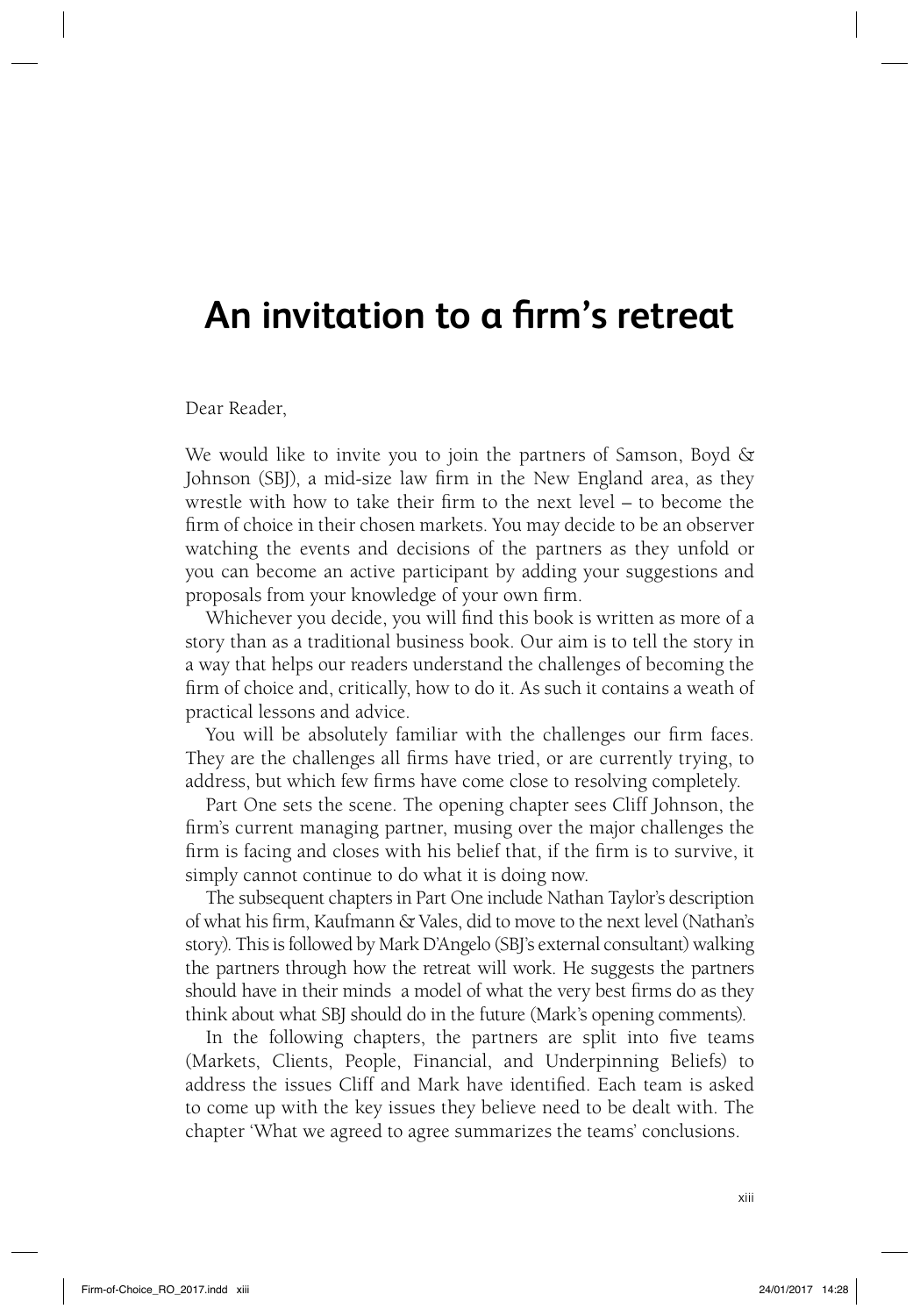# An invitation to a firm's retreat

Dear Reader,

We would like to invite you to join the partners of Samson, Boyd & Johnson (SBJ), a mid-size law firm in the New England area, as they wrestle with how to take their firm to the next level – to become the firm of choice in their chosen markets. You may decide to be an observer watching the events and decisions of the partners as they unfold or you can become an active participant by adding your suggestions and proposals from your knowledge of your own firm.

Whichever you decide, you will find this book is written as more of a story than as a traditional business book. Our aim is to tell the story in a way that helps our readers understand the challenges of becoming the firm of choice and, critically, how to do it. As such it contains a weath of practical lessons and advice.

You will be absolutely familiar with the challenges our firm faces. They are the challenges all firms have tried, or are currently trying, to address, but which few firms have come close to resolving completely.

Part One sets the scene. The opening chapter sees Cliff Johnson, the firm's current managing partner, musing over the major challenges the firm is facing and closes with his belief that, if the firm is to survive, it simply cannot continue to do what it is doing now.

The subsequent chapters in Part One include Nathan Taylor's description of what his firm, Kaufmann & Vales, did to move to the next level (Nathan's story). This is followed by Mark D'Angelo (SBJ's external consultant) walking the partners through how the retreat will work. He suggests the partners should have in their minds a model of what the very best firms do as they think about what SBJ should do in the future (Mark's opening comments).

In the following chapters, the partners are split into five teams (Markets, Clients, People, Financial, and Underpinning Beliefs) to address the issues Cliff and Mark have identified. Each team is asked to come up with the key issues they believe need to be dealt with. The chapter 'What we agreed to agree summarizes the teams' conclusions.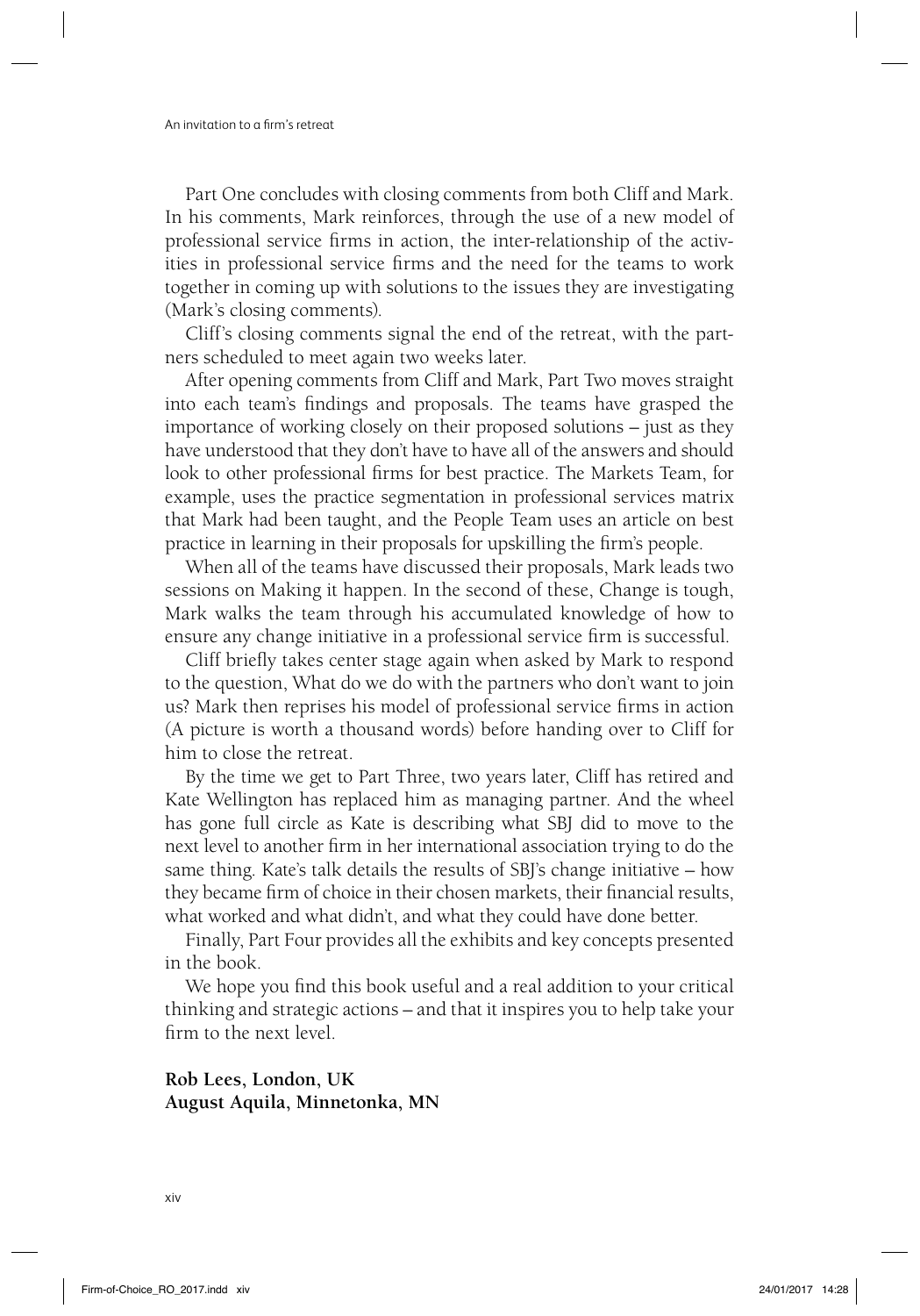Part One concludes with closing comments from both Cliff and Mark. In his comments, Mark reinforces, through the use of a new model of professional service firms in action, the inter-relationship of the activities in professional service firms and the need for the teams to work together in coming up with solutions to the issues they are investigating (Mark's closing comments).

Cliff's closing comments signal the end of the retreat, with the partners scheduled to meet again two weeks later.

After opening comments from Cliff and Mark, Part Two moves straight into each team's findings and proposals. The teams have grasped the importance of working closely on their proposed solutions – just as they have understood that they don't have to have all of the answers and should look to other professional firms for best practice. The Markets Team, for example, uses the practice segmentation in professional services matrix that Mark had been taught, and the People Team uses an article on best practice in learning in their proposals for upskilling the firm's people.

When all of the teams have discussed their proposals, Mark leads two sessions on Making it happen. In the second of these, Change is tough, Mark walks the team through his accumulated knowledge of how to ensure any change initiative in a professional service firm is successful.

Cliff briefly takes center stage again when asked by Mark to respond to the question, What do we do with the partners who don't want to join us? Mark then reprises his model of professional service firms in action (A picture is worth a thousand words) before handing over to Cliff for him to close the retreat.

By the time we get to Part Three, two years later, Cliff has retired and Kate Wellington has replaced him as managing partner. And the wheel has gone full circle as Kate is describing what SBJ did to move to the next level to another firm in her international association trying to do the same thing. Kate's talk details the results of SBJ's change initiative – how they became firm of choice in their chosen markets, their financial results, what worked and what didn't, and what they could have done better.

Finally, Part Four provides all the exhibits and key concepts presented in the book.

We hope you find this book useful and a real addition to your critical thinking and strategic actions – and that it inspires you to help take your firm to the next level.

**Rob Lees, London, UK**
**August Aquila, Minnetonka, MN**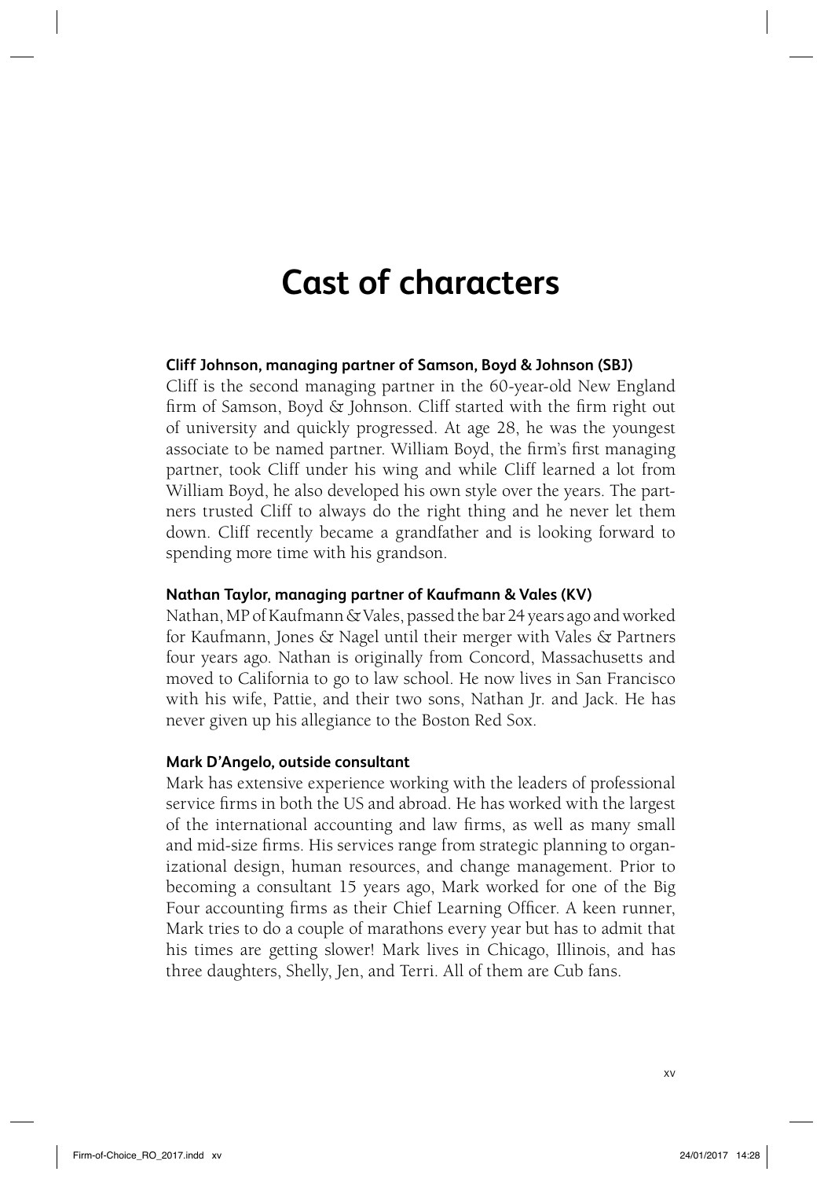# Cast of characters

### Cliff Johnson, managing partner of Samson, Boyd & Johnson (SBJ)

Cliff is the second managing partner in the 60-year-old New England firm of Samson, Boyd & Johnson. Cliff started with the firm right out of university and quickly progressed. At age 28, he was the youngest associate to be named partner. William Boyd, the firm's first managing partner, took Cliff under his wing and while Cliff learned a lot from William Boyd, he also developed his own style over the years. The partners trusted Cliff to always do the right thing and he never let them down. Cliff recently became a grandfather and is looking forward to spending more time with his grandson.

### Nathan Taylor, managing partner of Kaufmann & Vales (KV)

Nathan, MP of Kaufmann & Vales, passed the bar 24 years ago and worked for Kaufmann, Jones & Nagel until their merger with Vales & Partners four years ago. Nathan is originally from Concord, Massachusetts and moved to California to go to law school. He now lives in San Francisco with his wife, Pattie, and their two sons, Nathan Jr. and Jack. He has never given up his allegiance to the Boston Red Sox.

### Mark D'Angelo, outside consultant

Mark has extensive experience working with the leaders of professional service firms in both the US and abroad. He has worked with the largest of the international accounting and law firms, as well as many small and mid-size firms. His services range from strategic planning to organizational design, human resources, and change management. Prior to becoming a consultant 15 years ago, Mark worked for one of the Big Four accounting firms as their Chief Learning Officer. A keen runner, Mark tries to do a couple of marathons every year but has to admit that his times are getting slower! Mark lives in Chicago, Illinois, and has three daughters, Shelly, Jen, and Terri. All of them are Cub fans.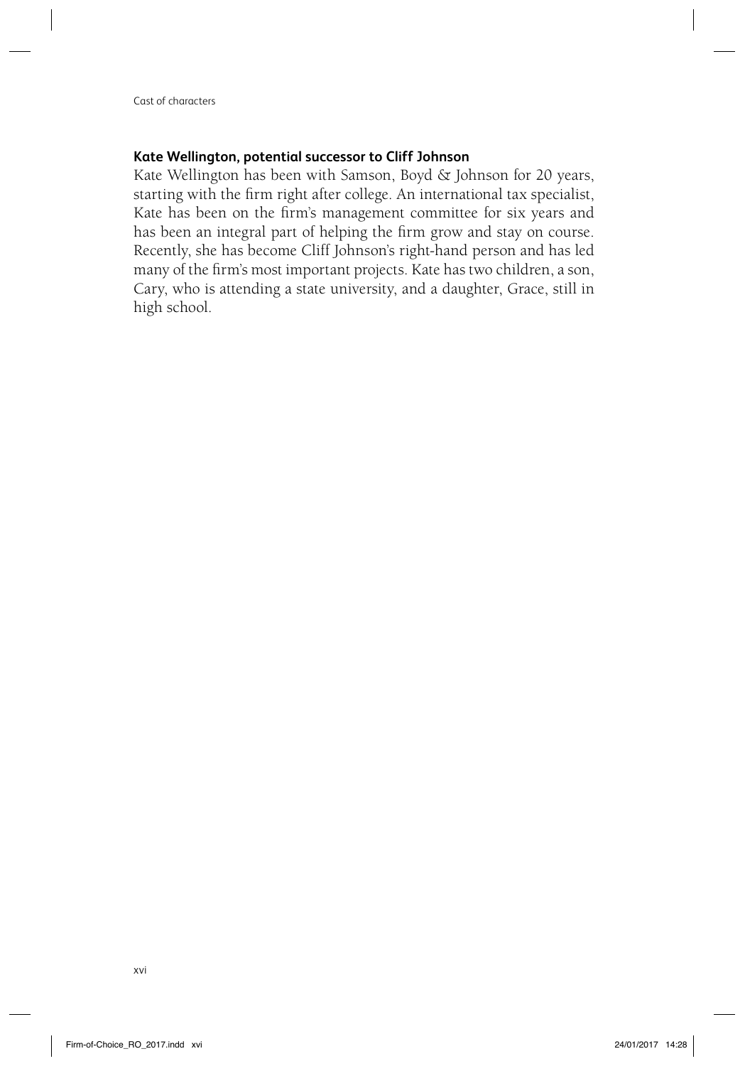**Kate Wellington, potential successor to Cliff Johnson**

Kate Wellington has been with Samson, Boyd & Johnson for 20 years, starting with the firm right after college. An international tax specialist, Kate has been on the firm's management committee for six years and has been an integral part of helping the firm grow and stay on course. Recently, she has become Cliff Johnson's right-hand person and has led many of the firm's most important projects. Kate has two children, a son, Cary, who is attending a state university, and a daughter, Grace, still in high school.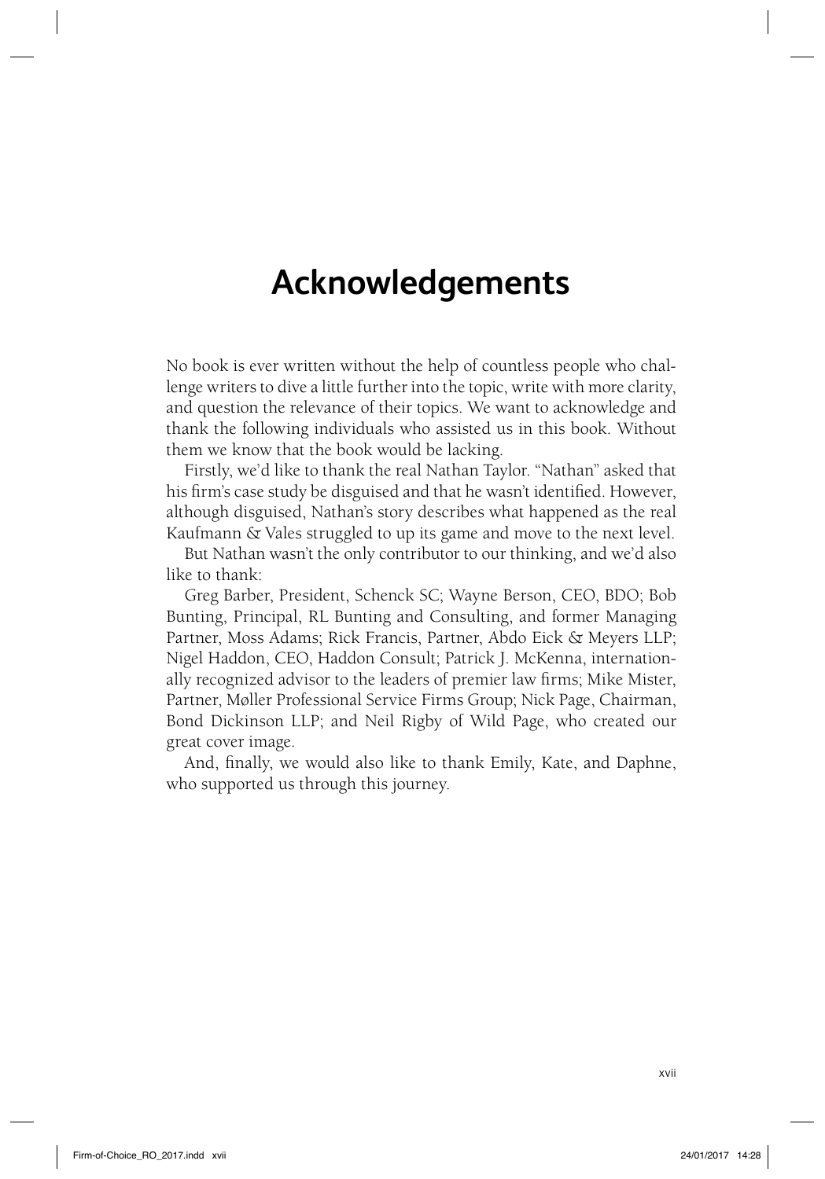# Acknowledgements

No book is ever written without the help of countless people who challenge writers to dive a little further into the topic, write with more clarity, and question the relevance of their topics. We want to acknowledge and thank the following individuals who assisted us in this book. Without them we know that the book would be lacking.

Firstly, we'd like to thank the real Nathan Taylor. "Nathan" asked that his firm's case study be disguised and that he wasn't identified. However, although disguised, Nathan's story describes what happened as the real Kaufmann & Vales struggled to up its game and move to the next level.

But Nathan wasn't the only contributor to our thinking, and we'd also like to thank:

Greg Barber, President, Schenck SC; Wayne Berson, CEO, BDO; Bob Bunting, Principal, RL Bunting and Consulting, and former Managing Partner, Moss Adams; Rick Francis, Partner, Abdo Eick & Meyers LLP; Nigel Haddon, CEO, Haddon Consult; Patrick J. McKenna, internationally recognized advisor to the leaders of premier law firms; Mike Mister, Partner, Møller Professional Service Firms Group; Nick Page, Chairman, Bond Dickinson LLP; and Neil Rigby of Wild Page, who created our great cover image.

And, finally, we would also like to thank Emily, Kate, and Daphne, who supported us through this journey.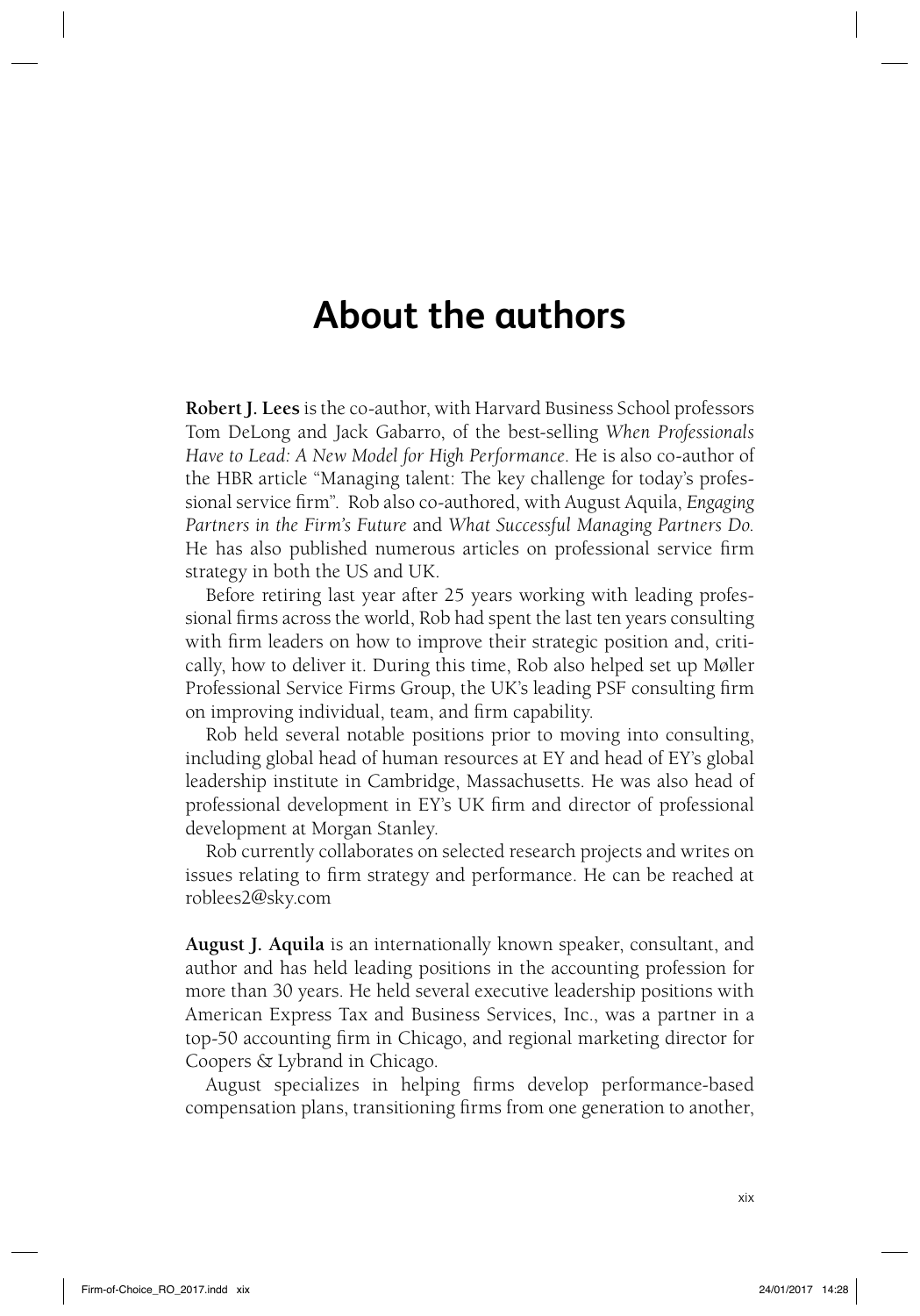# About the authors

**Robert J. Lees** is the co-author, with Harvard Business School professors Tom DeLong and Jack Gabarro, of the best-selling *When Professionals Have to Lead: A New Model for High Performance*. He is also co-author of the HBR article "Managing talent: The key challenge for today's professional service firm". Rob also co-authored, with August Aquila, *Engaging Partners in the Firm's Future* and *What Successful Managing Partners Do.* He has also published numerous articles on professional service firm strategy in both the US and UK.

Before retiring last year after 25 years working with leading professional firms across the world, Rob had spent the last ten years consulting with firm leaders on how to improve their strategic position and, critically, how to deliver it. During this time, Rob also helped set up Møller Professional Service Firms Group, the UK's leading PSF consulting firm on improving individual, team, and firm capability.

Rob held several notable positions prior to moving into consulting, including global head of human resources at EY and head of EY's global leadership institute in Cambridge, Massachusetts. He was also head of professional development in EY's UK firm and director of professional development at Morgan Stanley.

Rob currently collaborates on selected research projects and writes on issues relating to firm strategy and performance. He can be reached at roblees2@sky.com

**August J. Aquila** is an internationally known speaker, consultant, and author and has held leading positions in the accounting profession for more than 30 years. He held several executive leadership positions with American Express Tax and Business Services, Inc., was a partner in a top-50 accounting firm in Chicago, and regional marketing director for Coopers & Lybrand in Chicago.

August specializes in helping firms develop performance-based compensation plans, transitioning firms from one generation to another,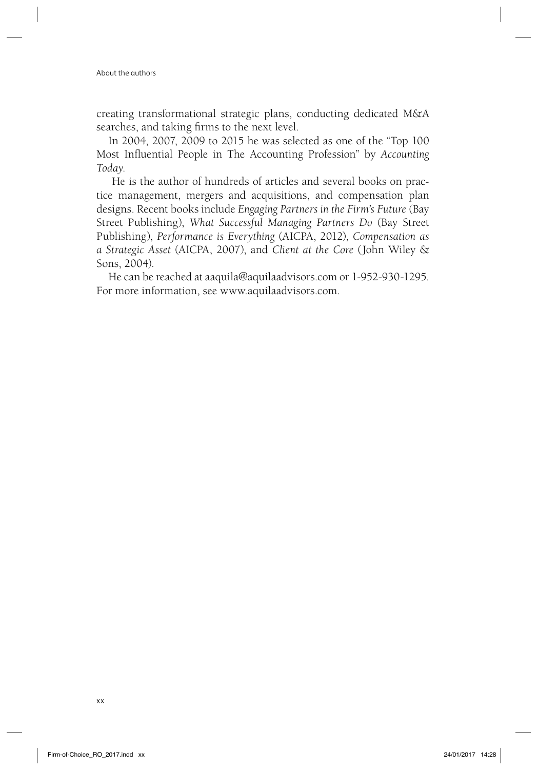creating transformational strategic plans, conducting dedicated M&A searches, and taking firms to the next level.

In 2004, 2007, 2009 to 2015 he was selected as one of the "Top 100 Most Influential People in The Accounting Profession" by *Accounting Today*.

He is the author of hundreds of articles and several books on practice management, mergers and acquisitions, and compensation plan designs. Recent books include *Engaging Partners in the Firm's Future* (Bay Street Publishing), *What Successful Managing Partners Do* (Bay Street Publishing), *Performance is Everything* (AICPA, 2012), *Compensation as a Strategic Asset* (AICPA, 2007), and *Client at the Core* (John Wiley & Sons, 2004).

He can be reached at aaquila@aquilaadvisors.com or 1-952-930-1295. For more information, see www.aquilaadvisors.com.